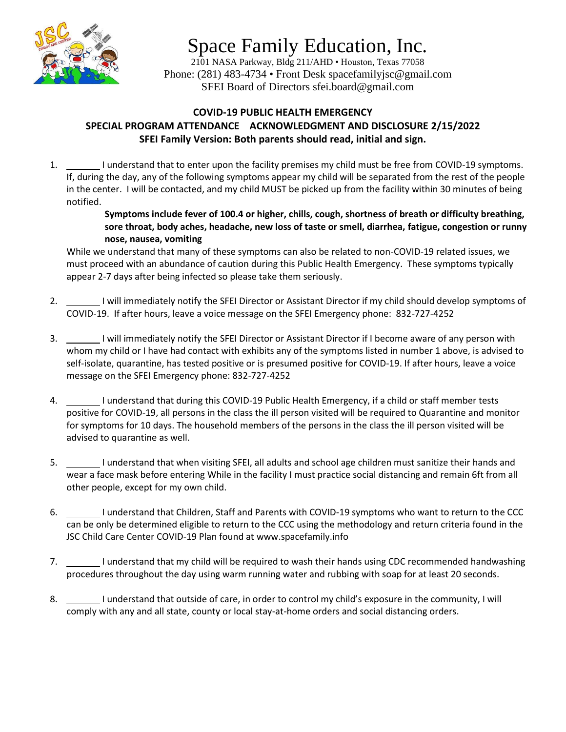# Space Family Education, Inc.

2101 NASA Parkway, Bldg 211/AHD • Houston, Texas 77058
Phone: (281) 483-4734 • Front Desk spacefamilyjsc@gmail.com
SFEI Board of Directors sfei.board@gmail.com

**COVID-19 PUBLIC HEALTH EMERGENCY**
**SPECIAL PROGRAM ATTENDANCE ACKNOWLEDGMENT AND DISCLOSURE 2/15/2022**
**SFEI Family Version: Both parents should read, initial and sign.**

1. _______ I understand that to enter upon the facility premises my child must be free from COVID-19 symptoms. If, during the day, any of the following symptoms appear my child will be separated from the rest of the people in the center. I will be contacted, and my child MUST be picked up from the facility within 30 minutes of being notified.

   **Symptoms include fever of 100.4 or higher, chills, cough, shortness of breath or difficulty breathing, sore throat, body aches, headache, new loss of taste or smell, diarrhea, fatigue, congestion or runny nose, nausea, vomiting**

   While we understand that many of these symptoms can also be related to non-COVID-19 related issues, we must proceed with an abundance of caution during this Public Health Emergency. These symptoms typically appear 2-7 days after being infected so please take them seriously.

2. _______ I will immediately notify the SFEI Director or Assistant Director if my child should develop symptoms of COVID-19. If after hours, leave a voice message on the SFEI Emergency phone: 832-727-4252

3. _______ I will immediately notify the SFEI Director or Assistant Director if I become aware of any person with whom my child or I have had contact with exhibits any of the symptoms listed in number 1 above, is advised to self-isolate, quarantine, has tested positive or is presumed positive for COVID-19. If after hours, leave a voice message on the SFEI Emergency phone: 832-727-4252

4. _______ I understand that during this COVID-19 Public Health Emergency, if a child or staff member tests positive for COVID-19, all persons in the class the ill person visited will be required to Quarantine and monitor for symptoms for 10 days. The household members of the persons in the class the ill person visited will be advised to quarantine as well.

5. _______ I understand that when visiting SFEI, all adults and school age children must sanitize their hands and wear a face mask before entering While in the facility I must practice social distancing and remain 6ft from all other people, except for my own child.

6. _______ I understand that Children, Staff and Parents with COVID-19 symptoms who want to return to the CCC can be only be determined eligible to return to the CCC using the methodology and return criteria found in the JSC Child Care Center COVID-19 Plan found at www.spacefamily.info

7. _______ I understand that my child will be required to wash their hands using CDC recommended handwashing procedures throughout the day using warm running water and rubbing with soap for at least 20 seconds.

8. _______ I understand that outside of care, in order to control my child's exposure in the community, I will comply with any and all state, county or local stay-at-home orders and social distancing orders.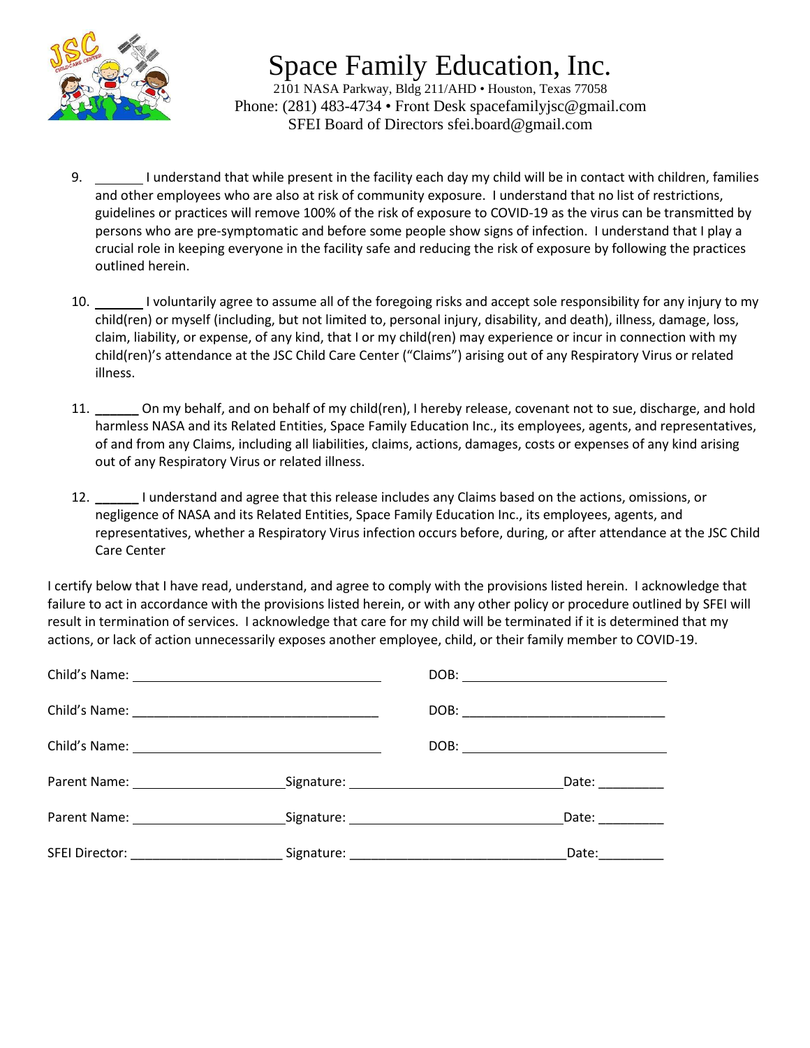# Space Family Education, Inc.

2101 NASA Parkway, Bldg 211/AHD • Houston, Texas 77058
Phone: (281) 483-4734 • Front Desk spacefamilyjsc@gmail.com
SFEI Board of Directors sfei.board@gmail.com

9. _______ I understand that while present in the facility each day my child will be in contact with children, families and other employees who are also at risk of community exposure. I understand that no list of restrictions, guidelines or practices will remove 100% of the risk of exposure to COVID-19 as the virus can be transmitted by persons who are pre-symptomatic and before some people show signs of infection. I understand that I play a crucial role in keeping everyone in the facility safe and reducing the risk of exposure by following the practices outlined herein.

10. _______ I voluntarily agree to assume all of the foregoing risks and accept sole responsibility for any injury to my child(ren) or myself (including, but not limited to, personal injury, disability, and death), illness, damage, loss, claim, liability, or expense, of any kind, that I or my child(ren) may experience or incur in connection with my child(ren)'s attendance at the JSC Child Care Center ("Claims") arising out of any Respiratory Virus or related illness.

11. ______ On my behalf, and on behalf of my child(ren), I hereby release, covenant not to sue, discharge, and hold harmless NASA and its Related Entities, Space Family Education Inc., its employees, agents, and representatives, of and from any Claims, including all liabilities, claims, actions, damages, costs or expenses of any kind arising out of any Respiratory Virus or related illness.

12. ______ I understand and agree that this release includes any Claims based on the actions, omissions, or negligence of NASA and its Related Entities, Space Family Education Inc., its employees, agents, and representatives, whether a Respiratory Virus infection occurs before, during, or after attendance at the JSC Child Care Center

I certify below that I have read, understand, and agree to comply with the provisions listed herein. I acknowledge that failure to act in accordance with the provisions listed herein, or with any other policy or procedure outlined by SFEI will result in termination of services. I acknowledge that care for my child will be terminated if it is determined that my actions, or lack of action unnecessarily exposes another employee, child, or their family member to COVID-19.

Child's Name: ________________________________ DOB: ___________________________

Child's Name: ________________________________ DOB: ___________________________

Child's Name: ________________________________ DOB: ___________________________

Parent Name: ____________________ Signature: ____________________________ Date: _________

Parent Name: ____________________ Signature: ____________________________ Date: _________

SFEI Director: ____________________ Signature: ____________________________ Date: _________